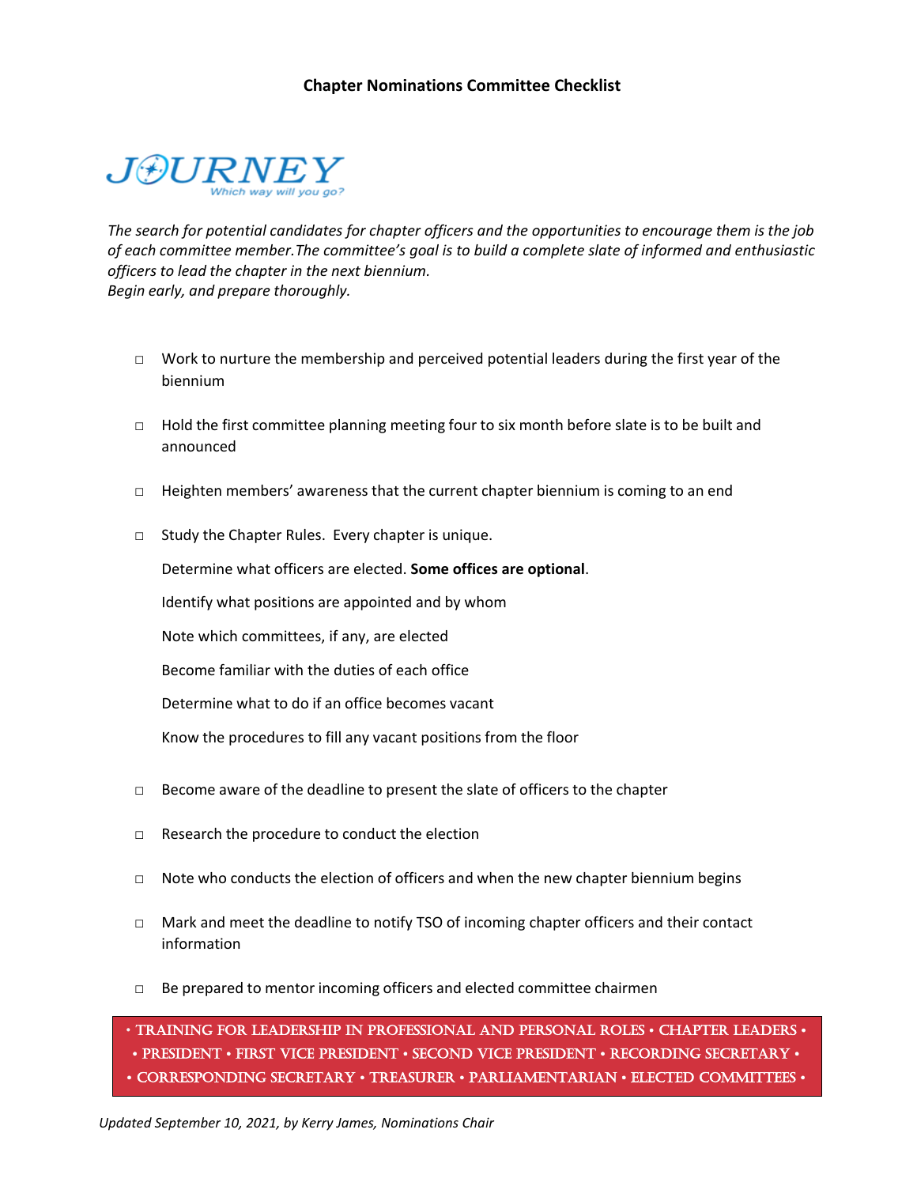# Chapter Nominations Committee Checklist

JOURNEY

*Which way will you go?*

*The search for potential candidates for chapter officers and the opportunities to encourage them is the job of each committee member.The committee's goal is to build a complete slate of informed and enthusiastic officers to lead the chapter in the next biennium.*
*Begin early, and prepare thoroughly.*

- □ Work to nurture the membership and perceived potential leaders during the first year of the biennium

- □ Hold the first committee planning meeting four to six month before slate is to be built and announced

- □ Heighten members' awareness that the current chapter biennium is coming to an end

- □ Study the Chapter Rules. Every chapter is unique.

  Determine what officers are elected. **Some offices are optional**.

  Identify what positions are appointed and by whom

  Note which committees, if any, are elected

  Become familiar with the duties of each office

  Determine what to do if an office becomes vacant

  Know the procedures to fill any vacant positions from the floor

- □ Become aware of the deadline to present the slate of officers to the chapter

- □ Research the procedure to conduct the election

- □ Note who conducts the election of officers and when the new chapter biennium begins

- □ Mark and meet the deadline to notify TSO of incoming chapter officers and their contact information

- □ Be prepared to mentor incoming officers and elected committee chairmen

• TRAINING FOR LEADERSHIP IN PROFESSIONAL AND PERSONAL ROLES • CHAPTER LEADERS • • PRESIDENT • FIRST VICE PRESIDENT • SECOND VICE PRESIDENT • RECORDING SECRETARY • • CORRESPONDING SECRETARY • TREASURER • PARLIAMENTARIAN • ELECTED COMMITTEES •

*Updated September 10, 2021, by Kerry James, Nominations Chair*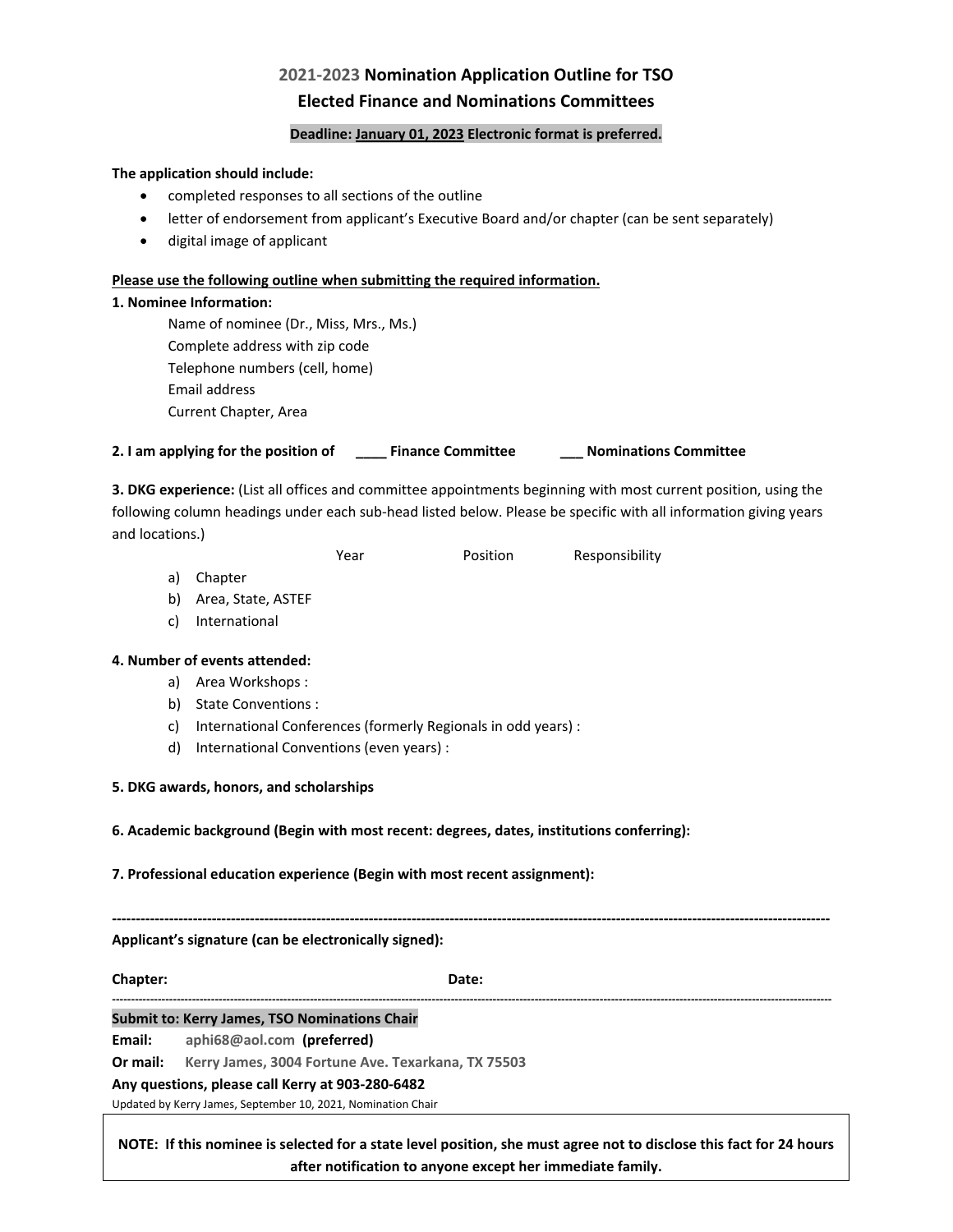# 2021-2023 Nomination Application Outline for TSO
# Elected Finance and Nominations Committees

**Deadline: January 01, 2023 Electronic format is preferred.**

**The application should include:**

- completed responses to all sections of the outline
- letter of endorsement from applicant's Executive Board and/or chapter (can be sent separately)
- digital image of applicant

**Please use the following outline when submitting the required information.**

**1. Nominee Information:**

Name of nominee (Dr., Miss, Mrs., Ms.)
Complete address with zip code
Telephone numbers (cell, home)
Email address
Current Chapter, Area

**2. I am applying for the position of ____ Finance Committee ___ Nominations Committee**

**3. DKG experience:** (List all offices and committee appointments beginning with most current position, using the following column headings under each sub-head listed below. Please be specific with all information giving years and locations.)

Year | Position | Responsibility

a) Chapter
b) Area, State, ASTEF
c) International

**4. Number of events attended:**

a) Area Workshops :
b) State Conventions :
c) International Conferences (formerly Regionals in odd years) :
d) International Conventions (even years) :

**5. DKG awards, honors, and scholarships**

**6. Academic background (Begin with most recent: degrees, dates, institutions conferring):**

**7. Professional education experience (Begin with most recent assignment):**

---

**Applicant's signature (can be electronically signed):**

**Chapter:** **Date:**

---

**Submit to: Kerry James, TSO Nominations Chair**

**Email:** aphi68@aol.com **(preferred)**

**Or mail:** Kerry James, 3004 Fortune Ave. Texarkana, TX 75503

**Any questions, please call Kerry at 903-280-6482**

Updated by Kerry James, September 10, 2021, Nomination Chair

**NOTE: If this nominee is selected for a state level position, she must agree not to disclose this fact for 24 hours after notification to anyone except her immediate family.**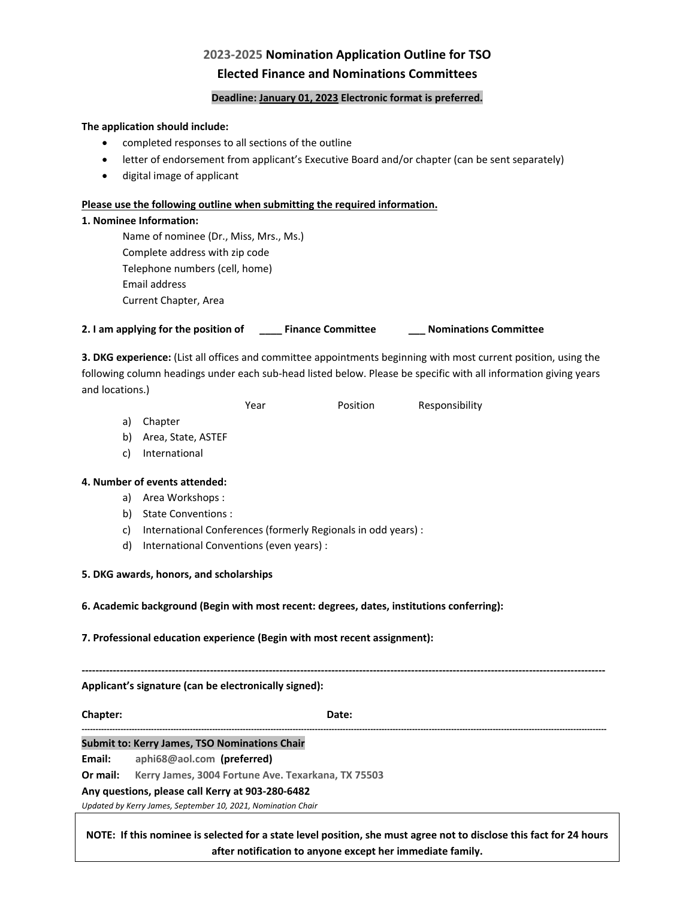# 2023-2025 Nomination Application Outline for TSO Elected Finance and Nominations Committees

**Deadline: January 01, 2023 Electronic format is preferred.**

**The application should include:**

- completed responses to all sections of the outline
- letter of endorsement from applicant's Executive Board and/or chapter (can be sent separately)
- digital image of applicant

**Please use the following outline when submitting the required information.**

**1. Nominee Information:**

Name of nominee (Dr., Miss, Mrs., Ms.)
Complete address with zip code
Telephone numbers (cell, home)
Email address
Current Chapter, Area

**2. I am applying for the position of ____ Finance Committee ___ Nominations Committee**

**3. DKG experience:** (List all offices and committee appointments beginning with most current position, using the following column headings under each sub-head listed below. Please be specific with all information giving years and locations.)

Year Position Responsibility

a) Chapter
b) Area, State, ASTEF
c) International

**4. Number of events attended:**

a) Area Workshops :
b) State Conventions :
c) International Conferences (formerly Regionals in odd years) :
d) International Conventions (even years) :

**5. DKG awards, honors, and scholarships**

**6. Academic background (Begin with most recent: degrees, dates, institutions conferring):**

**7. Professional education experience (Begin with most recent assignment):**

---

**Applicant's signature (can be electronically signed):**

**Chapter:** **Date:**

---

**Submit to: Kerry James, TSO Nominations Chair**

**Email:** aphi68@aol.com **(preferred)**

**Or mail:** Kerry James, 3004 Fortune Ave. Texarkana, TX 75503

**Any questions, please call Kerry at 903-280-6482**

*Updated by Kerry James, September 10, 2021, Nomination Chair*

**NOTE: If this nominee is selected for a state level position, she must agree not to disclose this fact for 24 hours after notification to anyone except her immediate family.**